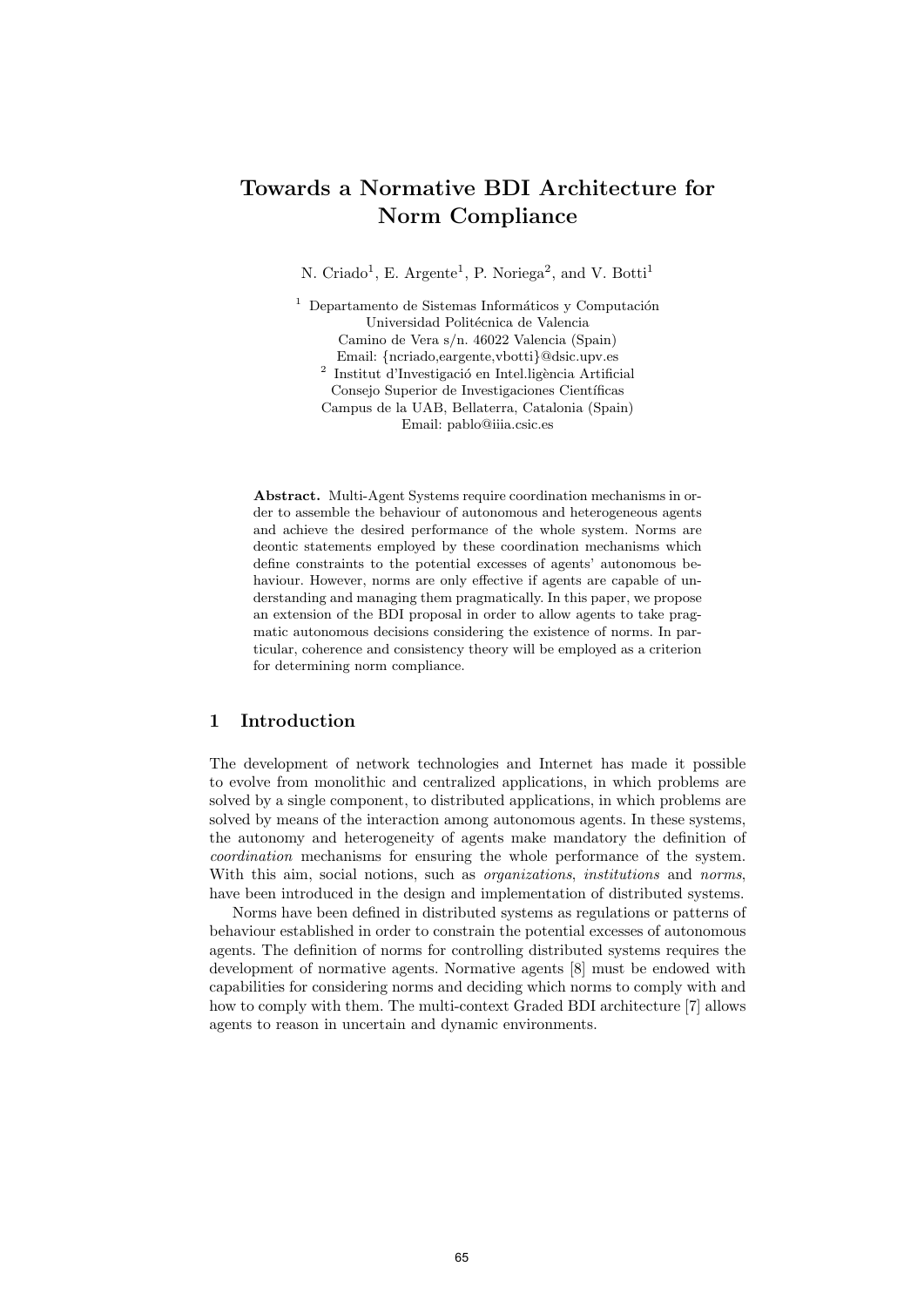# Towards a Normative BDI Architecture for Norm Compliance

N. Criado[1], E. Argente[1], P. Noriega[2], and V. Botti[1]

[1] Departamento de Sistemas Informáticos y Computación
Universidad Politécnica de Valencia
Camino de Vera s/n. 46022 Valencia (Spain)
Email: {ncriado,eargente,vbotti}@dsic.upv.es

[2] Institut d'Investigació en Intel.ligència Artificial
Consejo Superior de Investigaciones Científicas
Campus de la UAB, Bellaterra, Catalonia (Spain)
Email: pablo@iiia.csic.es

**Abstract.** Multi-Agent Systems require coordination mechanisms in order to assemble the behaviour of autonomous and heterogeneous agents and achieve the desired performance of the whole system. Norms are deontic statements employed by these coordination mechanisms which define constraints to the potential excesses of agents' autonomous behaviour. However, norms are only effective if agents are capable of understanding and managing them pragmatically. In this paper, we propose an extension of the BDI proposal in order to allow agents to take pragmatic autonomous decisions considering the existence of norms. In particular, coherence and consistency theory will be employed as a criterion for determining norm compliance.

## 1 Introduction

The development of network technologies and Internet has made it possible to evolve from monolithic and centralized applications, in which problems are solved by a single component, to distributed applications, in which problems are solved by means of the interaction among autonomous agents. In these systems, the autonomy and heterogeneity of agents make mandatory the definition of *coordination* mechanisms for ensuring the whole performance of the system. With this aim, social notions, such as *organizations*, *institutions* and *norms*, have been introduced in the design and implementation of distributed systems.

Norms have been defined in distributed systems as regulations or patterns of behaviour established in order to constrain the potential excesses of autonomous agents. The definition of norms for controlling distributed systems requires the development of normative agents. Normative agents [8] must be endowed with capabilities for considering norms and deciding which norms to comply with and how to comply with them. The multi-context Graded BDI architecture [7] allows agents to reason in uncertain and dynamic environments.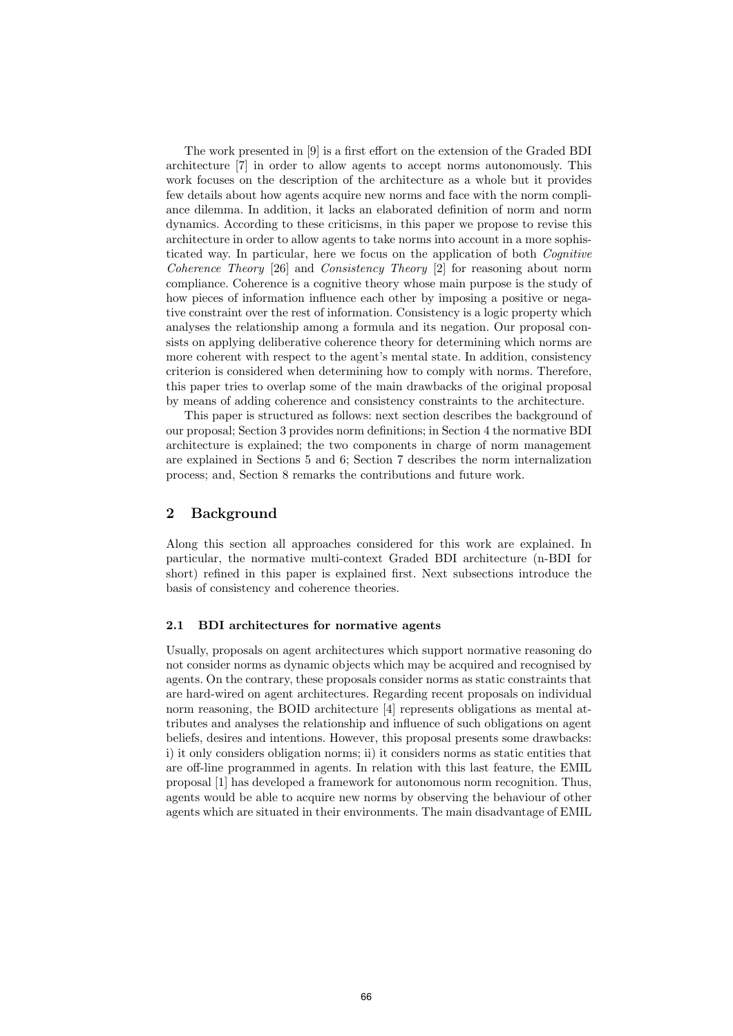The work presented in [9] is a first effort on the extension of the Graded BDI architecture [7] in order to allow agents to accept norms autonomously. This work focuses on the description of the architecture as a whole but it provides few details about how agents acquire new norms and face with the norm compliance dilemma. In addition, it lacks an elaborated definition of norm and norm dynamics. According to these criticisms, in this paper we propose to revise this architecture in order to allow agents to take norms into account in a more sophisticated way. In particular, here we focus on the application of both *Cognitive Coherence Theory* [26] and *Consistency Theory* [2] for reasoning about norm compliance. Coherence is a cognitive theory whose main purpose is the study of how pieces of information influence each other by imposing a positive or negative constraint over the rest of information. Consistency is a logic property which analyses the relationship among a formula and its negation. Our proposal consists on applying deliberative coherence theory for determining which norms are more coherent with respect to the agent's mental state. In addition, consistency criterion is considered when determining how to comply with norms. Therefore, this paper tries to overlap some of the main drawbacks of the original proposal by means of adding coherence and consistency constraints to the architecture.

This paper is structured as follows: next section describes the background of our proposal; Section 3 provides norm definitions; in Section 4 the normative BDI architecture is explained; the two components in charge of norm management are explained in Sections 5 and 6; Section 7 describes the norm internalization process; and, Section 8 remarks the contributions and future work.

## 2 Background

Along this section all approaches considered for this work are explained. In particular, the normative multi-context Graded BDI architecture (n-BDI for short) refined in this paper is explained first. Next subsections introduce the basis of consistency and coherence theories.

### 2.1 BDI architectures for normative agents

Usually, proposals on agent architectures which support normative reasoning do not consider norms as dynamic objects which may be acquired and recognised by agents. On the contrary, these proposals consider norms as static constraints that are hard-wired on agent architectures. Regarding recent proposals on individual norm reasoning, the BOID architecture [4] represents obligations as mental attributes and analyses the relationship and influence of such obligations on agent beliefs, desires and intentions. However, this proposal presents some drawbacks: i) it only considers obligation norms; ii) it considers norms as static entities that are off-line programmed in agents. In relation with this last feature, the EMIL proposal [1] has developed a framework for autonomous norm recognition. Thus, agents would be able to acquire new norms by observing the behaviour of other agents which are situated in their environments. The main disadvantage of EMIL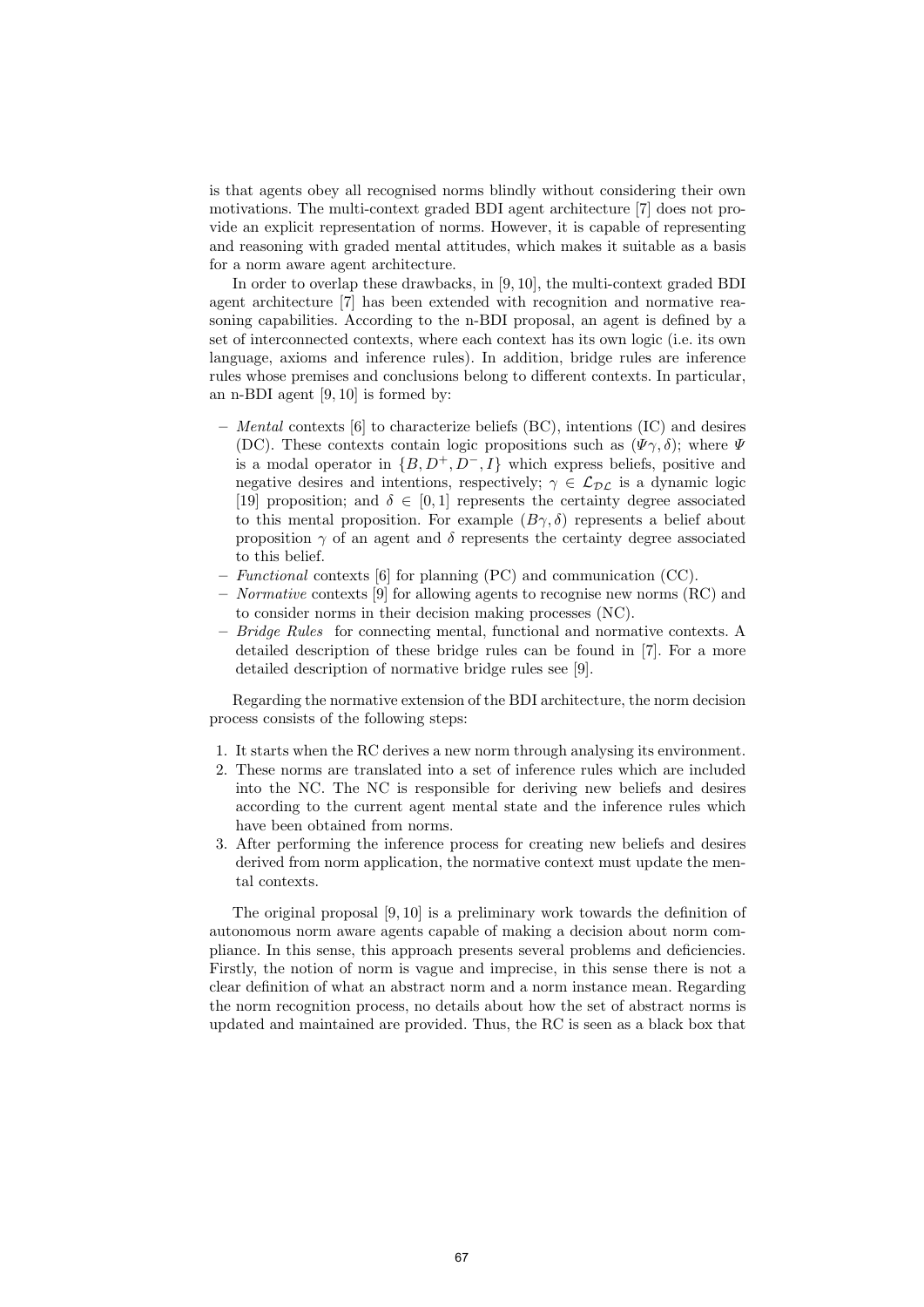is that agents obey all recognised norms blindly without considering their own motivations. The multi-context graded BDI agent architecture [7] does not provide an explicit representation of norms. However, it is capable of representing and reasoning with graded mental attitudes, which makes it suitable as a basis for a norm aware agent architecture.

In order to overlap these drawbacks, in [9, 10], the multi-context graded BDI agent architecture [7] has been extended with recognition and normative reasoning capabilities. According to the n-BDI proposal, an agent is defined by a set of interconnected contexts, where each context has its own logic (i.e. its own language, axioms and inference rules). In addition, bridge rules are inference rules whose premises and conclusions belong to different contexts. In particular, an n-BDI agent [9, 10] is formed by:

- *Mental* contexts [6] to characterize beliefs (BC), intentions (IC) and desires (DC). These contexts contain logic propositions such as $(\Psi\gamma, \delta)$; where $\Psi$ is a modal operator in $\{B, D^+, D^-, I\}$ which express beliefs, positive and negative desires and intentions, respectively; $\gamma \in \mathcal{L_{DL}}$ is a dynamic logic [19] proposition; and $\delta \in [0, 1]$ represents the certainty degree associated to this mental proposition. For example $(B\gamma, \delta)$ represents a belief about proposition $\gamma$ of an agent and $\delta$ represents the certainty degree associated to this belief.
- *Functional* contexts [6] for planning (PC) and communication (CC).
- *Normative* contexts [9] for allowing agents to recognise new norms (RC) and to consider norms in their decision making processes (NC).
- *Bridge Rules* for connecting mental, functional and normative contexts. A detailed description of these bridge rules can be found in [7]. For a more detailed description of normative bridge rules see [9].

Regarding the normative extension of the BDI architecture, the norm decision process consists of the following steps:

1. It starts when the RC derives a new norm through analysing its environment.
2. These norms are translated into a set of inference rules which are included into the NC. The NC is responsible for deriving new beliefs and desires according to the current agent mental state and the inference rules which have been obtained from norms.
3. After performing the inference process for creating new beliefs and desires derived from norm application, the normative context must update the mental contexts.

The original proposal [9, 10] is a preliminary work towards the definition of autonomous norm aware agents capable of making a decision about norm compliance. In this sense, this approach presents several problems and deficiencies. Firstly, the notion of norm is vague and imprecise, in this sense there is not a clear definition of what an abstract norm and a norm instance mean. Regarding the norm recognition process, no details about how the set of abstract norms is updated and maintained are provided. Thus, the RC is seen as a black box that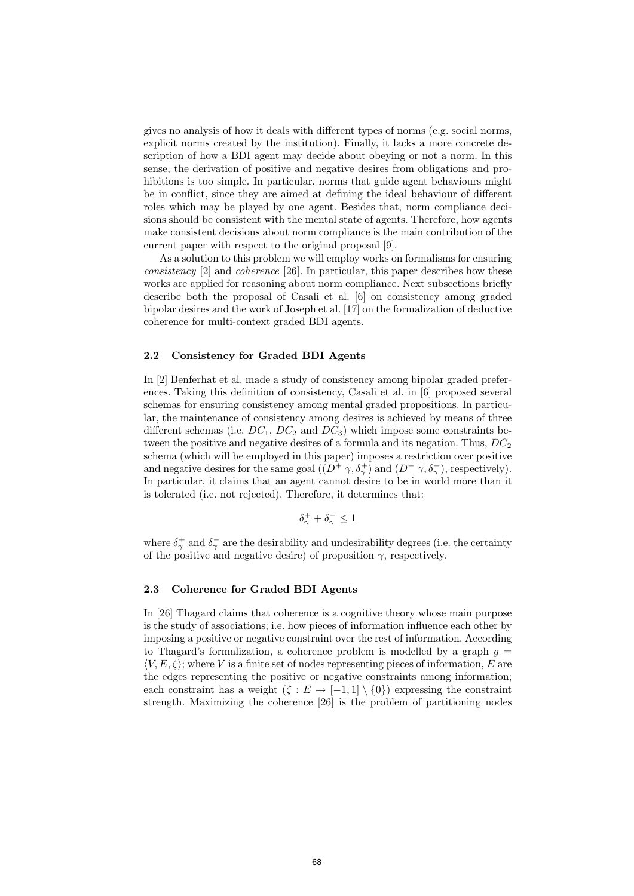gives no analysis of how it deals with different types of norms (e.g. social norms, explicit norms created by the institution). Finally, it lacks a more concrete description of how a BDI agent may decide about obeying or not a norm. In this sense, the derivation of positive and negative desires from obligations and prohibitions is too simple. In particular, norms that guide agent behaviours might be in conflict, since they are aimed at defining the ideal behaviour of different roles which may be played by one agent. Besides that, norm compliance decisions should be consistent with the mental state of agents. Therefore, how agents make consistent decisions about norm compliance is the main contribution of the current paper with respect to the original proposal [9].

As a solution to this problem we will employ works on formalisms for ensuring *consistency* [2] and *coherence* [26]. In particular, this paper describes how these works are applied for reasoning about norm compliance. Next subsections briefly describe both the proposal of Casali et al. [6] on consistency among graded bipolar desires and the work of Joseph et al. [17] on the formalization of deductive coherence for multi-context graded BDI agents.

### 2.2 Consistency for Graded BDI Agents

In [2] Benferhat et al. made a study of consistency among bipolar graded preferences. Taking this definition of consistency, Casali et al. in [6] proposed several schemas for ensuring consistency among mental graded propositions. In particular, the maintenance of consistency among desires is achieved by means of three different schemas (i.e. $DC_1$, $DC_2$ and $DC_3$) which impose some constraints between the positive and negative desires of a formula and its negation. Thus, $DC_2$ schema (which will be employed in this paper) imposes a restriction over positive and negative desires for the same goal ($(D^+ \gamma, \delta^+_\gamma)$ and $(D^- \gamma, \delta^-_\gamma)$, respectively). In particular, it claims that an agent cannot desire to be in world more than it is tolerated (i.e. not rejected). Therefore, it determines that:

$$\delta^+_\gamma + \delta^-_\gamma \leq 1$$

where $\delta^+_\gamma$ and $\delta^-_\gamma$ are the desirability and undesirability degrees (i.e. the certainty of the positive and negative desire) of proposition $\gamma$, respectively.

### 2.3 Coherence for Graded BDI Agents

In [26] Thagard claims that coherence is a cognitive theory whose main purpose is the study of associations; i.e. how pieces of information influence each other by imposing a positive or negative constraint over the rest of information. According to Thagard's formalization, a coherence problem is modelled by a graph $g = \langle V, E, \zeta \rangle$; where $V$ is a finite set of nodes representing pieces of information, $E$ are the edges representing the positive or negative constraints among information; each constraint has a weight ($\zeta : E \to [-1, 1] \setminus \{0\}$) expressing the constraint strength. Maximizing the coherence [26] is the problem of partitioning nodes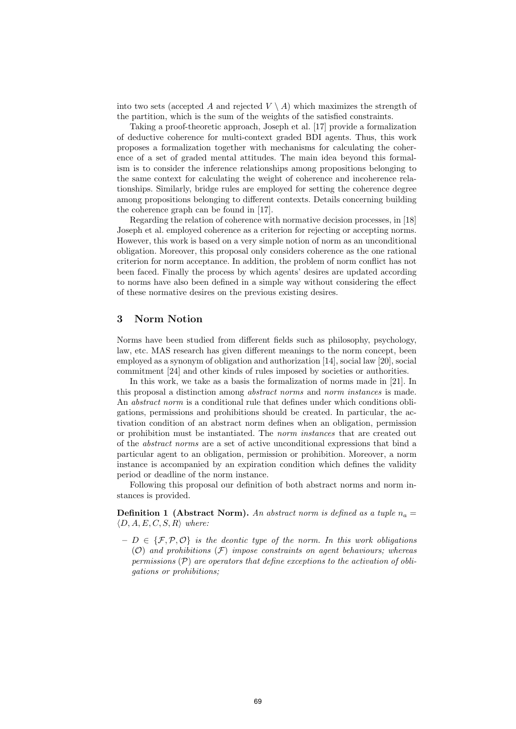into two sets (accepted $A$ and rejected $V \setminus A$) which maximizes the strength of the partition, which is the sum of the weights of the satisfied constraints.

Taking a proof-theoretic approach, Joseph et al. [17] provide a formalization of deductive coherence for multi-context graded BDI agents. Thus, this work proposes a formalization together with mechanisms for calculating the coherence of a set of graded mental attitudes. The main idea beyond this formalism is to consider the inference relationships among propositions belonging to the same context for calculating the weight of coherence and incoherence relationships. Similarly, bridge rules are employed for setting the coherence degree among propositions belonging to different contexts. Details concerning building the coherence graph can be found in [17].

Regarding the relation of coherence with normative decision processes, in [18] Joseph et al. employed coherence as a criterion for rejecting or accepting norms. However, this work is based on a very simple notion of norm as an unconditional obligation. Moreover, this proposal only considers coherence as the one rational criterion for norm acceptance. In addition, the problem of norm conflict has not been faced. Finally the process by which agents' desires are updated according to norms have also been defined in a simple way without considering the effect of these normative desires on the previous existing desires.

## 3 Norm Notion

Norms have been studied from different fields such as philosophy, psychology, law, etc. MAS research has given different meanings to the norm concept, been employed as a synonym of obligation and authorization [14], social law [20], social commitment [24] and other kinds of rules imposed by societies or authorities.

In this work, we take as a basis the formalization of norms made in [21]. In this proposal a distinction among *abstract norms* and *norm instances* is made. An *abstract norm* is a conditional rule that defines under which conditions obligations, permissions and prohibitions should be created. In particular, the activation condition of an abstract norm defines when an obligation, permission or prohibition must be instantiated. The *norm instances* that are created out of the *abstract norms* are a set of active unconditional expressions that bind a particular agent to an obligation, permission or prohibition. Moreover, a norm instance is accompanied by an expiration condition which defines the validity period or deadline of the norm instance.

Following this proposal our definition of both abstract norms and norm instances is provided.

**Definition 1 (Abstract Norm).** *An abstract norm is defined as a tuple $n_a = \langle D, A, E, C, S, R \rangle$ where:*

- *$D \in \{\mathcal{F}, \mathcal{P}, \mathcal{O}\}$ is the deontic type of the norm. In this work obligations ($\mathcal{O}$) and prohibitions ($\mathcal{F}$) impose constraints on agent behaviours; whereas permissions ($\mathcal{P}$) are operators that define exceptions to the activation of obligations or prohibitions;*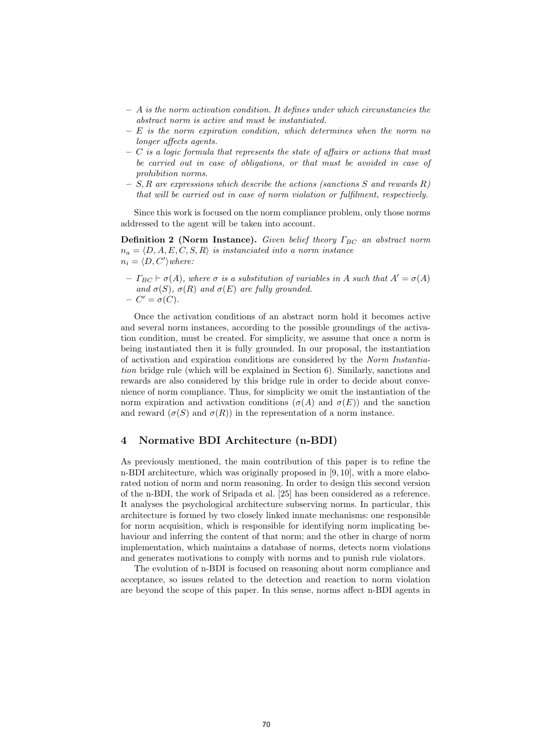- *$A$ is the norm activation condition. It defines under which circunstancies the abstract norm is active and must be instantiated.*
- *$E$ is the norm expiration condition, which determines when the norm no longer affects agents.*
- *$C$ is a logic formula that represents the state of affairs or actions that must be carried out in case of obligations, or that must be avoided in case of prohibition norms.*
- *$S, R$ are expressions which describe the actions (sanctions $S$ and rewards $R$) that will be carried out in case of norm violation or fulfilment, respectively.*

Since this work is focused on the norm compliance problem, only those norms addressed to the agent will be taken into account.

**Definition 2 (Norm Instance).** *Given belief theory $\Gamma_{BC}$ an abstract norm $n_a = \langle D, A, E, C, S, R \rangle$ is instanciated into a norm instance $n_i = \langle D, C' \rangle$ where:*

- *$\Gamma_{BC} \vdash \sigma(A)$, where $\sigma$ is a substitution of variables in $A$ such that $A' = \sigma(A)$ and $\sigma(S)$, $\sigma(R)$ and $\sigma(E)$ are fully grounded.*
- *$C' = \sigma(C)$.*

Once the activation conditions of an abstract norm hold it becomes active and several norm instances, according to the possible groundings of the activation condition, must be created. For simplicity, we assume that once a norm is being instantiated then it is fully grounded. In our proposal, the instantiation of activation and expiration conditions are considered by the *Norm Instantiation* bridge rule (which will be explained in Section 6). Similarly, sanctions and rewards are also considered by this bridge rule in order to decide about convenience of norm compliance. Thus, for simplicity we omit the instantiation of the norm expiration and activation conditions ($\sigma(A)$ and $\sigma(E)$) and the sanction and reward ($\sigma(S)$ and $\sigma(R)$) in the representation of a norm instance.

## 4 Normative BDI Architecture (n-BDI)

As previously mentioned, the main contribution of this paper is to refine the n-BDI architecture, which was originally proposed in [9, 10], with a more elaborated notion of norm and norm reasoning. In order to design this second version of the n-BDI, the work of Sripada et al. [25] has been considered as a reference. It analyses the psychological architecture subserving norms. In particular, this architecture is formed by two closely linked innate mechanisms: one responsible for norm acquisition, which is responsible for identifying norm implicating behaviour and inferring the content of that norm; and the other in charge of norm implementation, which maintains a database of norms, detects norm violations and generates motivations to comply with norms and to punish rule violators.

The evolution of n-BDI is focused on reasoning about norm compliance and acceptance, so issues related to the detection and reaction to norm violation are beyond the scope of this paper. In this sense, norms affect n-BDI agents in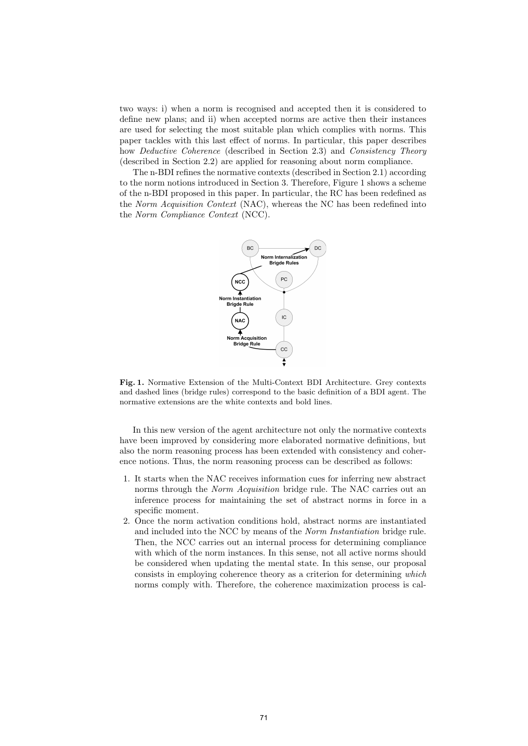two ways: i) when a norm is recognised and accepted then it is considered to define new plans; and ii) when accepted norms are active then their instances are used for selecting the most suitable plan which complies with norms. This paper tackles with this last effect of norms. In particular, this paper describes how *Deductive Coherence* (described in Section 2.3) and *Consistency Theory* (described in Section 2.2) are applied for reasoning about norm compliance.

The n-BDI refines the normative contexts (described in Section 2.1) according to the norm notions introduced in Section 3. Therefore, Figure 1 shows a scheme of the n-BDI proposed in this paper. In particular, the RC has been redefined as the *Norm Acquisition Context* (NAC), whereas the NC has been redefined into the *Norm Compliance Context* (NCC).

**Fig. 1.** Normative Extension of the Multi-Context BDI Architecture. Grey contexts and dashed lines (bridge rules) correspond to the basic definition of a BDI agent. The normative extensions are the white contexts and bold lines.

In this new version of the agent architecture not only the normative contexts have been improved by considering more elaborated normative definitions, but also the norm reasoning process has been extended with consistency and coherence notions. Thus, the norm reasoning process can be described as follows:

1. It starts when the NAC receives information cues for inferring new abstract norms through the *Norm Acquisition* bridge rule. The NAC carries out an inference process for maintaining the set of abstract norms in force in a specific moment.
2. Once the norm activation conditions hold, abstract norms are instantiated and included into the NCC by means of the *Norm Instantiation* bridge rule. Then, the NCC carries out an internal process for determining compliance with which of the norm instances. In this sense, not all active norms should be considered when updating the mental state. In this sense, our proposal consists in employing coherence theory as a criterion for determining *which* norms comply with. Therefore, the coherence maximization process is cal-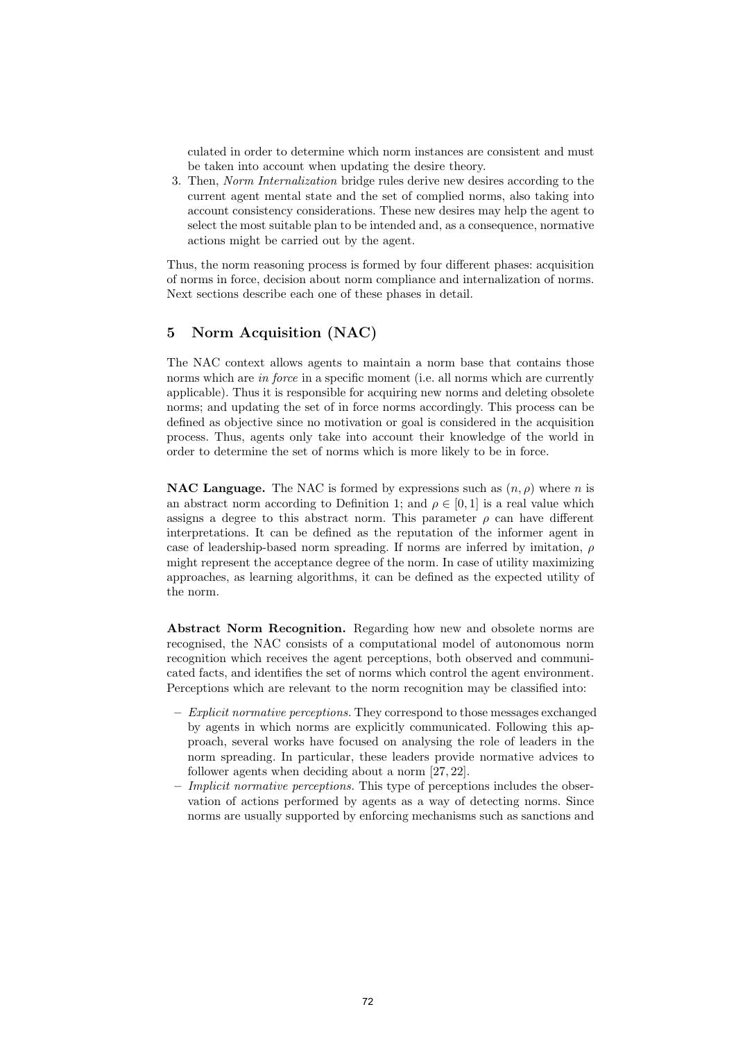culated in order to determine which norm instances are consistent and must be taken into account when updating the desire theory.

3. Then, *Norm Internalization* bridge rules derive new desires according to the current agent mental state and the set of complied norms, also taking into account consistency considerations. These new desires may help the agent to select the most suitable plan to be intended and, as a consequence, normative actions might be carried out by the agent.

Thus, the norm reasoning process is formed by four different phases: acquisition of norms in force, decision about norm compliance and internalization of norms. Next sections describe each one of these phases in detail.

## 5 Norm Acquisition (NAC)

The NAC context allows agents to maintain a norm base that contains those norms which are *in force* in a specific moment (i.e. all norms which are currently applicable). Thus it is responsible for acquiring new norms and deleting obsolete norms; and updating the set of in force norms accordingly. This process can be defined as objective since no motivation or goal is considered in the acquisition process. Thus, agents only take into account their knowledge of the world in order to determine the set of norms which is more likely to be in force.

**NAC Language.** The NAC is formed by expressions such as $(n, \rho)$ where $n$ is an abstract norm according to Definition 1; and $\rho \in [0, 1]$ is a real value which assigns a degree to this abstract norm. This parameter $\rho$ can have different interpretations. It can be defined as the reputation of the informer agent in case of leadership-based norm spreading. If norms are inferred by imitation, $\rho$ might represent the acceptance degree of the norm. In case of utility maximizing approaches, as learning algorithms, it can be defined as the expected utility of the norm.

**Abstract Norm Recognition.** Regarding how new and obsolete norms are recognised, the NAC consists of a computational model of autonomous norm recognition which receives the agent perceptions, both observed and communicated facts, and identifies the set of norms which control the agent environment. Perceptions which are relevant to the norm recognition may be classified into:

- *Explicit normative perceptions.* They correspond to those messages exchanged by agents in which norms are explicitly communicated. Following this approach, several works have focused on analysing the role of leaders in the norm spreading. In particular, these leaders provide normative advices to follower agents when deciding about a norm [27, 22].
- *Implicit normative perceptions.* This type of perceptions includes the observation of actions performed by agents as a way of detecting norms. Since norms are usually supported by enforcing mechanisms such as sanctions and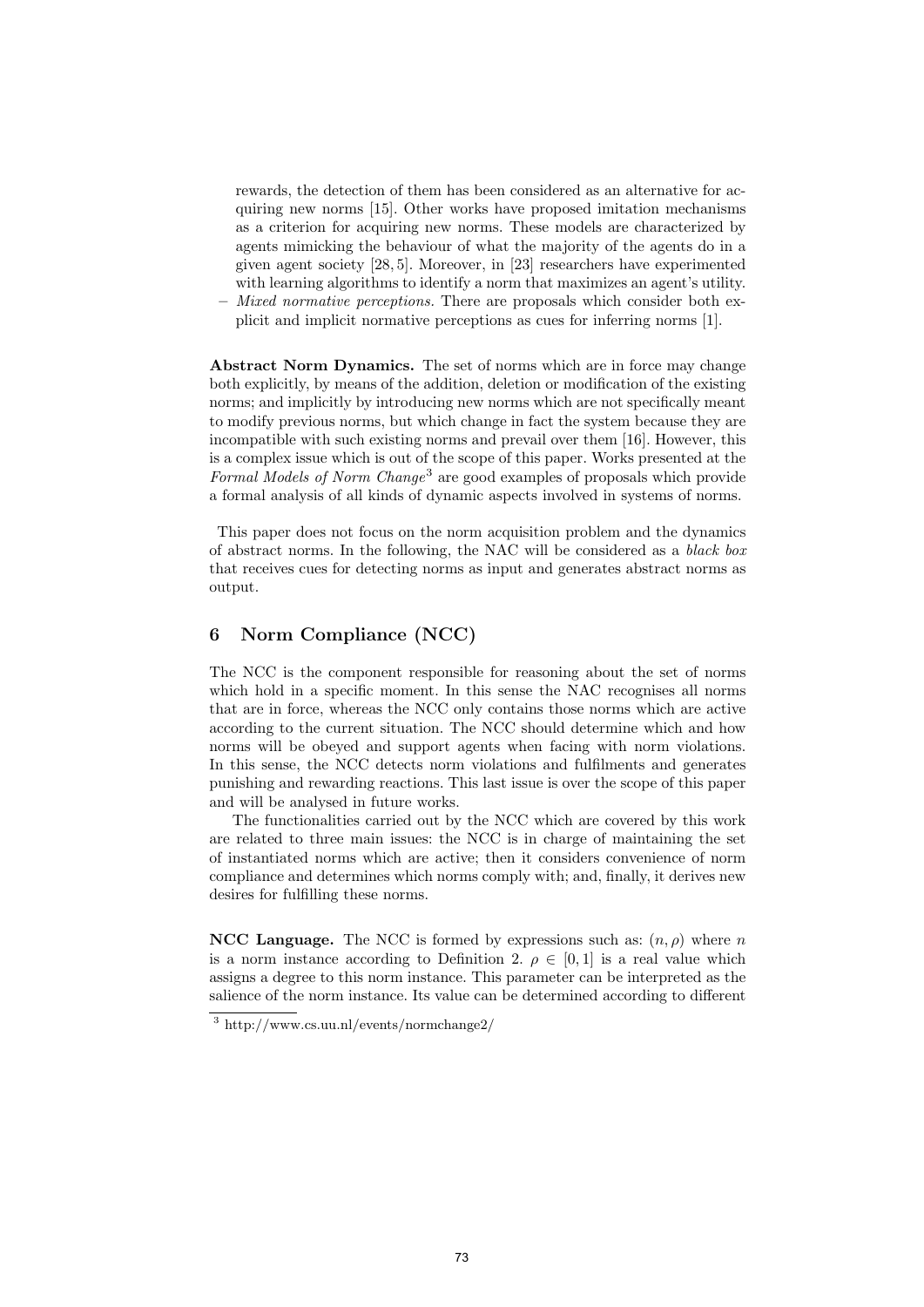rewards, the detection of them has been considered as an alternative for acquiring new norms [15]. Other works have proposed imitation mechanisms as a criterion for acquiring new norms. These models are characterized by agents mimicking the behaviour of what the majority of the agents do in a given agent society [28, 5]. Moreover, in [23] researchers have experimented with learning algorithms to identify a norm that maximizes an agent's utility.
- *Mixed normative perceptions.* There are proposals which consider both explicit and implicit normative perceptions as cues for inferring norms [1].

**Abstract Norm Dynamics.** The set of norms which are in force may change both explicitly, by means of the addition, deletion or modification of the existing norms; and implicitly by introducing new norms which are not specifically meant to modify previous norms, but which change in fact the system because they are incompatible with such existing norms and prevail over them [16]. However, this is a complex issue which is out of the scope of this paper. Works presented at the *Formal Models of Norm Change*[3] are good examples of proposals which provide a formal analysis of all kinds of dynamic aspects involved in systems of norms.

This paper does not focus on the norm acquisition problem and the dynamics of abstract norms. In the following, the NAC will be considered as a *black box* that receives cues for detecting norms as input and generates abstract norms as output.

## 6 Norm Compliance (NCC)

The NCC is the component responsible for reasoning about the set of norms which hold in a specific moment. In this sense the NAC recognises all norms that are in force, whereas the NCC only contains those norms which are active according to the current situation. The NCC should determine which and how norms will be obeyed and support agents when facing with norm violations. In this sense, the NCC detects norm violations and fulfilments and generates punishing and rewarding reactions. This last issue is over the scope of this paper and will be analysed in future works.

The functionalities carried out by the NCC which are covered by this work are related to three main issues: the NCC is in charge of maintaining the set of instantiated norms which are active; then it considers convenience of norm compliance and determines which norms comply with; and, finally, it derives new desires for fulfilling these norms.

**NCC Language.** The NCC is formed by expressions such as: $(n, \rho)$ where $n$ is a norm instance according to Definition 2. $\rho \in [0, 1]$ is a real value which assigns a degree to this norm instance. This parameter can be interpreted as the salience of the norm instance. Its value can be determined according to different

[3] http://www.cs.uu.nl/events/normchange2/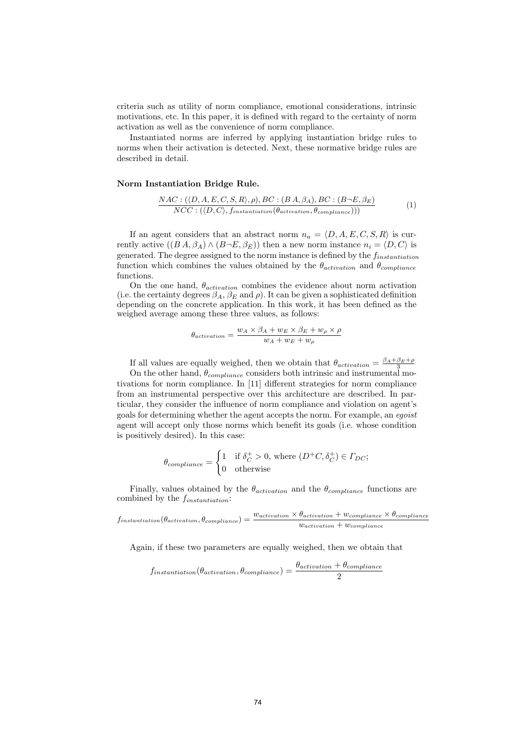criteria such as utility of norm compliance, emotional considerations, intrinsic motivations, etc. In this paper, it is defined with regard to the certainty of norm activation as well as the convenience of norm compliance.

Instantiated norms are inferred by applying instantiation bridge rules to norms when their activation is detected. Next, these normative bridge rules are described in detail.

**Norm Instantiation Bridge Rule.**

$$\frac{NAC : (\langle D, A, E, C, S, R\rangle, \rho), BC : (B\, A, \beta_A), BC : (B\neg E, \beta_E)}{NCC : (\langle D, C\rangle, f_{instantiation}(\theta_{activation}, \theta_{compliance})))} \quad (1)$$

If an agent considers that an abstract norm $n_a = \langle D, A, E, C, S, R\rangle$ is currently active $((B\, A, \beta_A) \wedge (B\neg E, \beta_E))$ then a new norm instance $n_i = \langle D, C\rangle$ is generated. The degree assigned to the norm instance is defined by the $f_{instantiation}$ function which combines the values obtained by the $\theta_{activation}$ and $\theta_{compliance}$ functions.

On the one hand, $\theta_{activation}$ combines the evidence about norm activation (i.e. the certainty degrees $\beta_A$, $\beta_E$ and $\rho$). It can be given a sophisticated definition depending on the concrete application. In this work, it has been defined as the weighed average among these three values, as follows:

$$\theta_{activation} = \frac{w_A \times \beta_A + w_E \times \beta_E + w_\rho \times \rho}{w_A + w_E + w_\rho}$$

If all values are equally weighed, then we obtain that $\theta_{activation} = \frac{\beta_A + \beta_E + \rho}{3}$

On the other hand, $\theta_{compliance}$ considers both intrinsic and instrumental motivations for norm compliance. In [11] different strategies for norm compliance from an instrumental perspective over this architecture are described. In particular, they consider the influence of norm compliance and violation on agent's goals for determining whether the agent accepts the norm. For example, an *egoist* agent will accept only those norms which benefit its goals (i.e. whose condition is positively desired). In this case:

$$\theta_{compliance} = \begin{cases} 1 & \text{if } \delta_C^+ > 0, \text{ where } (D^+C, \delta_C^+) \in \varGamma_{DC}; \\ 0 & \text{otherwise} \end{cases}$$

Finally, values obtained by the $\theta_{activation}$ and the $\theta_{compliance}$ functions are combined by the $f_{instantiation}$:

$$f_{instantiation}(\theta_{activation}, \theta_{compliance}) = \frac{w_{activation} \times \theta_{activation} + w_{compliance} \times \theta_{compliance}}{w_{activation} + w_{compliance}}$$

Again, if these two parameters are equally weighed, then we obtain that

$$f_{instantiation}(\theta_{activation}, \theta_{compliance}) = \frac{\theta_{activation} + \theta_{compliance}}{2}$$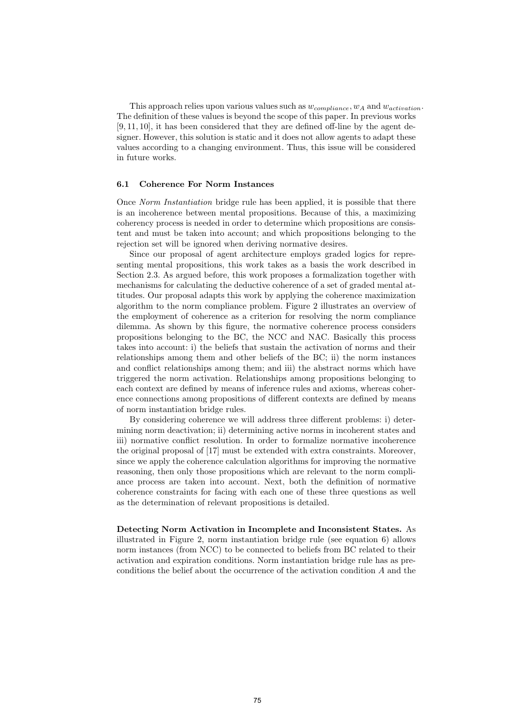This approach relies upon various values such as $w_{compliance}, w_A$ and $w_{activation}$. The definition of these values is beyond the scope of this paper. In previous works [9, 11, 10], it has been considered that they are defined off-line by the agent designer. However, this solution is static and it does not allow agents to adapt these values according to a changing environment. Thus, this issue will be considered in future works.

### 6.1 Coherence For Norm Instances

Once *Norm Instantiation* bridge rule has been applied, it is possible that there is an incoherence between mental propositions. Because of this, a maximizing coherency process is needed in order to determine which propositions are consistent and must be taken into account; and which propositions belonging to the rejection set will be ignored when deriving normative desires.

Since our proposal of agent architecture employs graded logics for representing mental propositions, this work takes as a basis the work described in Section 2.3. As argued before, this work proposes a formalization together with mechanisms for calculating the deductive coherence of a set of graded mental attitudes. Our proposal adapts this work by applying the coherence maximization algorithm to the norm compliance problem. Figure 2 illustrates an overview of the employment of coherence as a criterion for resolving the norm compliance dilemma. As shown by this figure, the normative coherence process considers propositions belonging to the BC, the NCC and NAC. Basically this process takes into account: i) the beliefs that sustain the activation of norms and their relationships among them and other beliefs of the BC; ii) the norm instances and conflict relationships among them; and iii) the abstract norms which have triggered the norm activation. Relationships among propositions belonging to each context are defined by means of inference rules and axioms, whereas coherence connections among propositions of different contexts are defined by means of norm instantiation bridge rules.

By considering coherence we will address three different problems: i) determining norm deactivation; ii) determining active norms in incoherent states and iii) normative conflict resolution. In order to formalize normative incoherence the original proposal of [17] must be extended with extra constraints. Moreover, since we apply the coherence calculation algorithms for improving the normative reasoning, then only those propositions which are relevant to the norm compliance process are taken into account. Next, both the definition of normative coherence constraints for facing with each one of these three questions as well as the determination of relevant propositions is detailed.

**Detecting Norm Activation in Incomplete and Inconsistent States.** As illustrated in Figure 2, norm instantiation bridge rule (see equation 6) allows norm instances (from NCC) to be connected to beliefs from BC related to their activation and expiration conditions. Norm instantiation bridge rule has as preconditions the belief about the occurrence of the activation condition $A$ and the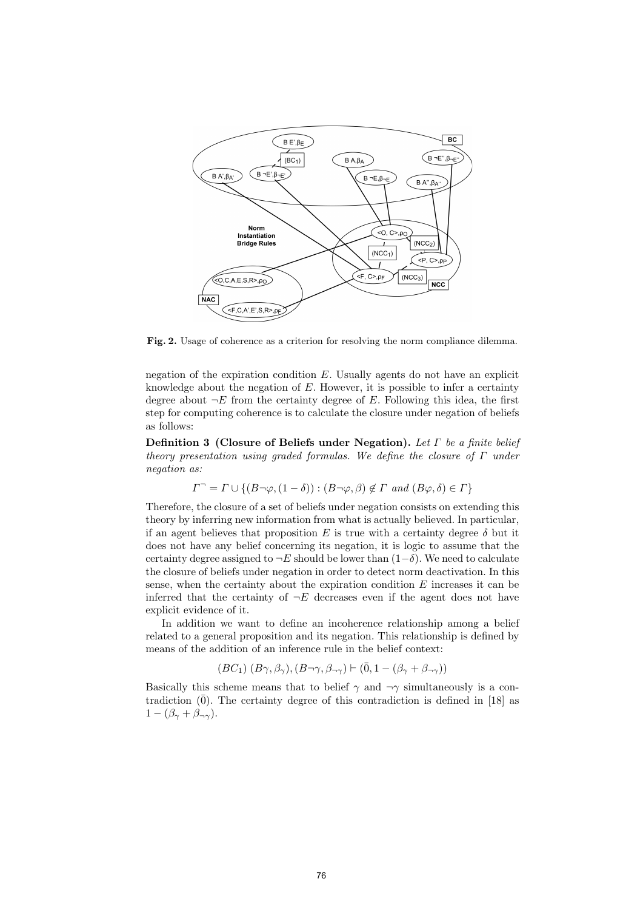**Fig. 2.** Usage of coherence as a criterion for resolving the norm compliance dilemma.

negation of the expiration condition $E$. Usually agents do not have an explicit knowledge about the negation of $E$. However, it is possible to infer a certainty degree about $\neg E$ from the certainty degree of $E$. Following this idea, the first step for computing coherence is to calculate the closure under negation of beliefs as follows:

**Definition 3 (Closure of Beliefs under Negation).** *Let $\Gamma$ be a finite belief theory presentation using graded formulas. We define the closure of $\Gamma$ under negation as:*

$$\Gamma^{\neg} = \Gamma \cup \{(B\neg\varphi, (1-\delta)) : (B\neg\varphi, \beta) \notin \Gamma \text{ and } (B\varphi, \delta) \in \Gamma\}$$

Therefore, the closure of a set of beliefs under negation consists on extending this theory by inferring new information from what is actually believed. In particular, if an agent believes that proposition $E$ is true with a certainty degree $\delta$ but it does not have any belief concerning its negation, it is logic to assume that the certainty degree assigned to $\neg E$ should be lower than $(1-\delta)$. We need to calculate the closure of beliefs under negation in order to detect norm deactivation. In this sense, when the certainty about the expiration condition $E$ increases it can be inferred that the certainty of $\neg E$ decreases even if the agent does not have explicit evidence of it.

In addition we want to define an incoherence relationship among a belief related to a general proposition and its negation. This relationship is defined by means of the addition of an inference rule in the belief context:

$$(BC_1)\ (B\gamma, \beta_\gamma), (B\neg\gamma, \beta_{\neg\gamma}) \vdash (\bar{0}, 1-(\beta_\gamma + \beta_{\neg\gamma}))$$

Basically this scheme means that to belief $\gamma$ and $\neg\gamma$ simultaneously is a contradiction $(\bar{0})$. The certainty degree of this contradiction is defined in [18] as $1-(\beta_\gamma + \beta_{\neg\gamma})$.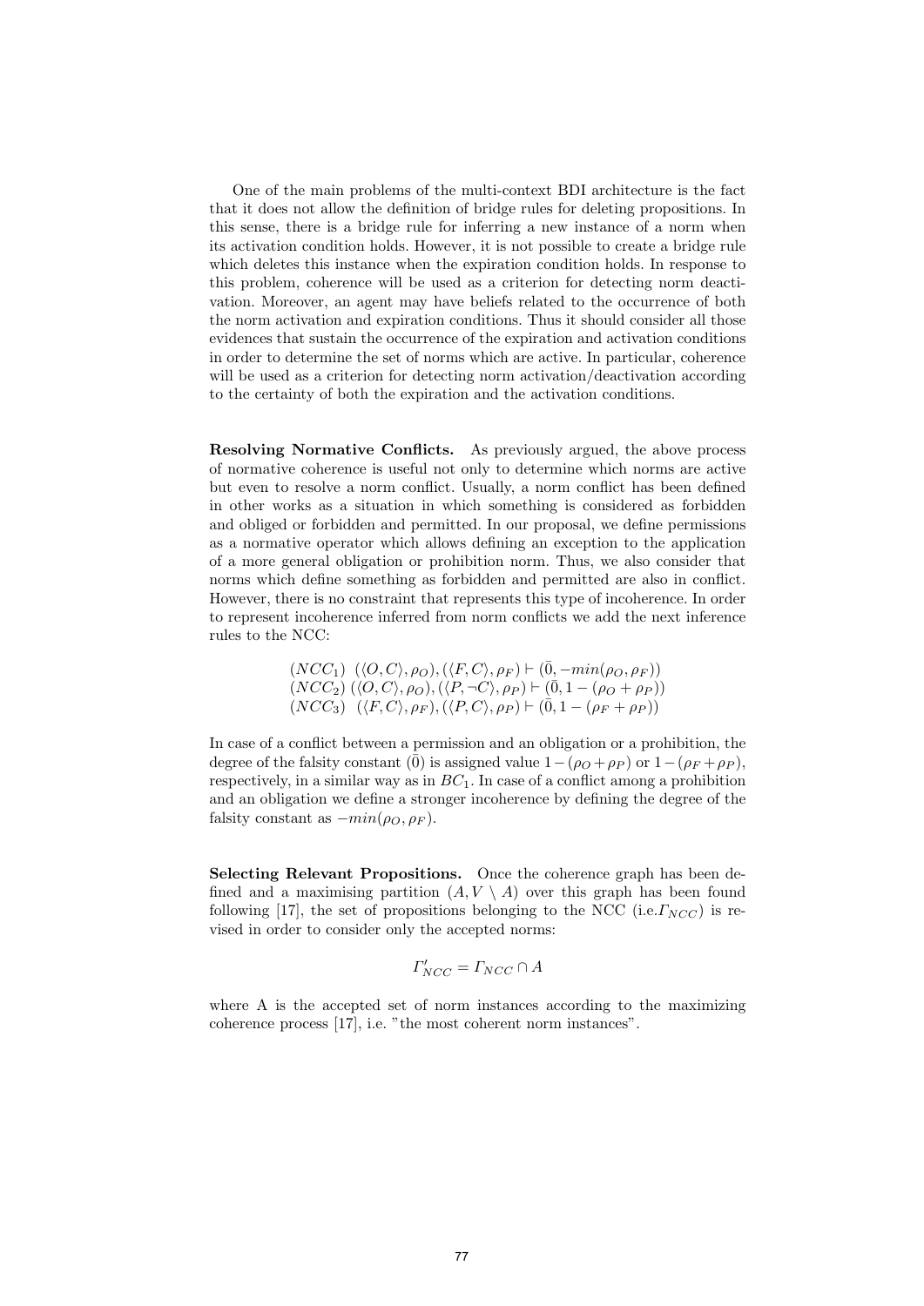One of the main problems of the multi-context BDI architecture is the fact that it does not allow the definition of bridge rules for deleting propositions. In this sense, there is a bridge rule for inferring a new instance of a norm when its activation condition holds. However, it is not possible to create a bridge rule which deletes this instance when the expiration condition holds. In response to this problem, coherence will be used as a criterion for detecting norm deactivation. Moreover, an agent may have beliefs related to the occurrence of both the norm activation and expiration conditions. Thus it should consider all those evidences that sustain the occurrence of the expiration and activation conditions in order to determine the set of norms which are active. In particular, coherence will be used as a criterion for detecting norm activation/deactivation according to the certainty of both the expiration and the activation conditions.

**Resolving Normative Conflicts.** As previously argued, the above process of normative coherence is useful not only to determine which norms are active but even to resolve a norm conflict. Usually, a norm conflict has been defined in other works as a situation in which something is considered as forbidden and obliged or forbidden and permitted. In our proposal, we define permissions as a normative operator which allows defining an exception to the application of a more general obligation or prohibition norm. Thus, we also consider that norms which define something as forbidden and permitted are also in conflict. However, there is no constraint that represents this type of incoherence. In order to represent incoherence inferred from norm conflicts we add the next inference rules to the NCC:

$$
\begin{aligned}
&(NCC_1)\ \ (\langle O, C\rangle, \rho_O), (\langle F, C\rangle, \rho_F) \vdash (\bar{0}, -min(\rho_O, \rho_F))\\
&(NCC_2)\ (\langle O, C\rangle, \rho_O), (\langle P, \neg C\rangle, \rho_P) \vdash (\bar{0}, 1 - (\rho_O + \rho_P))\\
&(NCC_3)\ \ (\langle F, C\rangle, \rho_F), (\langle P, C\rangle, \rho_P) \vdash (\bar{0}, 1 - (\rho_F + \rho_P))
\end{aligned}
$$

In case of a conflict between a permission and an obligation or a prohibition, the degree of the falsity constant ($\bar{0}$) is assigned value $1-(\rho_O+\rho_P)$ or $1-(\rho_F+\rho_P)$, respectively, in a similar way as in $BC_1$. In case of a conflict among a prohibition and an obligation we define a stronger incoherence by defining the degree of the falsity constant as $-min(\rho_O, \rho_F)$.

**Selecting Relevant Propositions.** Once the coherence graph has been defined and a maximising partition $(A, V \setminus A)$ over this graph has been found following [17], the set of propositions belonging to the NCC (i.e.$\Gamma_{NCC}$) is revised in order to consider only the accepted norms:

$$\Gamma'_{NCC} = \Gamma_{NCC} \cap A$$

where A is the accepted set of norm instances according to the maximizing coherence process [17], i.e. "the most coherent norm instances".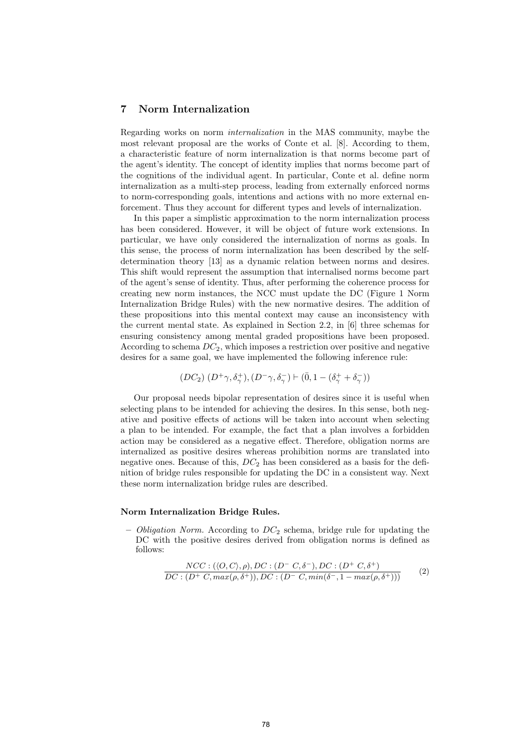## 7 Norm Internalization

Regarding works on norm *internalization* in the MAS community, maybe the most relevant proposal are the works of Conte et al. [8]. According to them, a characteristic feature of norm internalization is that norms become part of the agent's identity. The concept of identity implies that norms become part of the cognitions of the individual agent. In particular, Conte et al. define norm internalization as a multi-step process, leading from externally enforced norms to norm-corresponding goals, intentions and actions with no more external enforcement. Thus they account for different types and levels of internalization.

In this paper a simplistic approximation to the norm internalization process has been considered. However, it will be object of future work extensions. In particular, we have only considered the internalization of norms as goals. In this sense, the process of norm internalization has been described by the self-determination theory [13] as a dynamic relation between norms and desires. This shift would represent the assumption that internalised norms become part of the agent's sense of identity. Thus, after performing the coherence process for creating new norm instances, the NCC must update the DC (Figure 1 Norm Internalization Bridge Rules) with the new normative desires. The addition of these propositions into this mental context may cause an inconsistency with the current mental state. As explained in Section 2.2, in [6] three schemas for ensuring consistency among mental graded propositions have been proposed. According to schema $DC_2$, which imposes a restriction over positive and negative desires for a same goal, we have implemented the following inference rule:

$$(DC_2)\ (D^{+}\gamma, \delta^{+}_{\gamma}), (D^{-}\gamma, \delta^{-}_{\gamma}) \vdash (\bar{0}, 1 - (\delta^{+}_{\gamma} + \delta^{-}_{\gamma}))$$

Our proposal needs bipolar representation of desires since it is useful when selecting plans to be intended for achieving the desires. In this sense, both negative and positive effects of actions will be taken into account when selecting a plan to be intended. For example, the fact that a plan involves a forbidden action may be considered as a negative effect. Therefore, obligation norms are internalized as positive desires whereas prohibition norms are translated into negative ones. Because of this, $DC_2$ has been considered as a basis for the definition of bridge rules responsible for updating the DC in a consistent way. Next these norm internalization bridge rules are described.

#### Norm Internalization Bridge Rules.

- *Obligation Norm.* According to $DC_2$ schema, bridge rule for updating the DC with the positive desires derived from obligation norms is defined as follows:

$$\frac{NCC : (\langle O, C\rangle, \rho), DC : (D^{-}\ C, \delta^{-}), DC : (D^{+}\ C, \delta^{+})}{DC : (D^{+}\ C, max(\rho, \delta^{+})), DC : (D^{-}\ C, min(\delta^{-}, 1 - max(\rho, \delta^{+})))} \qquad (2)$$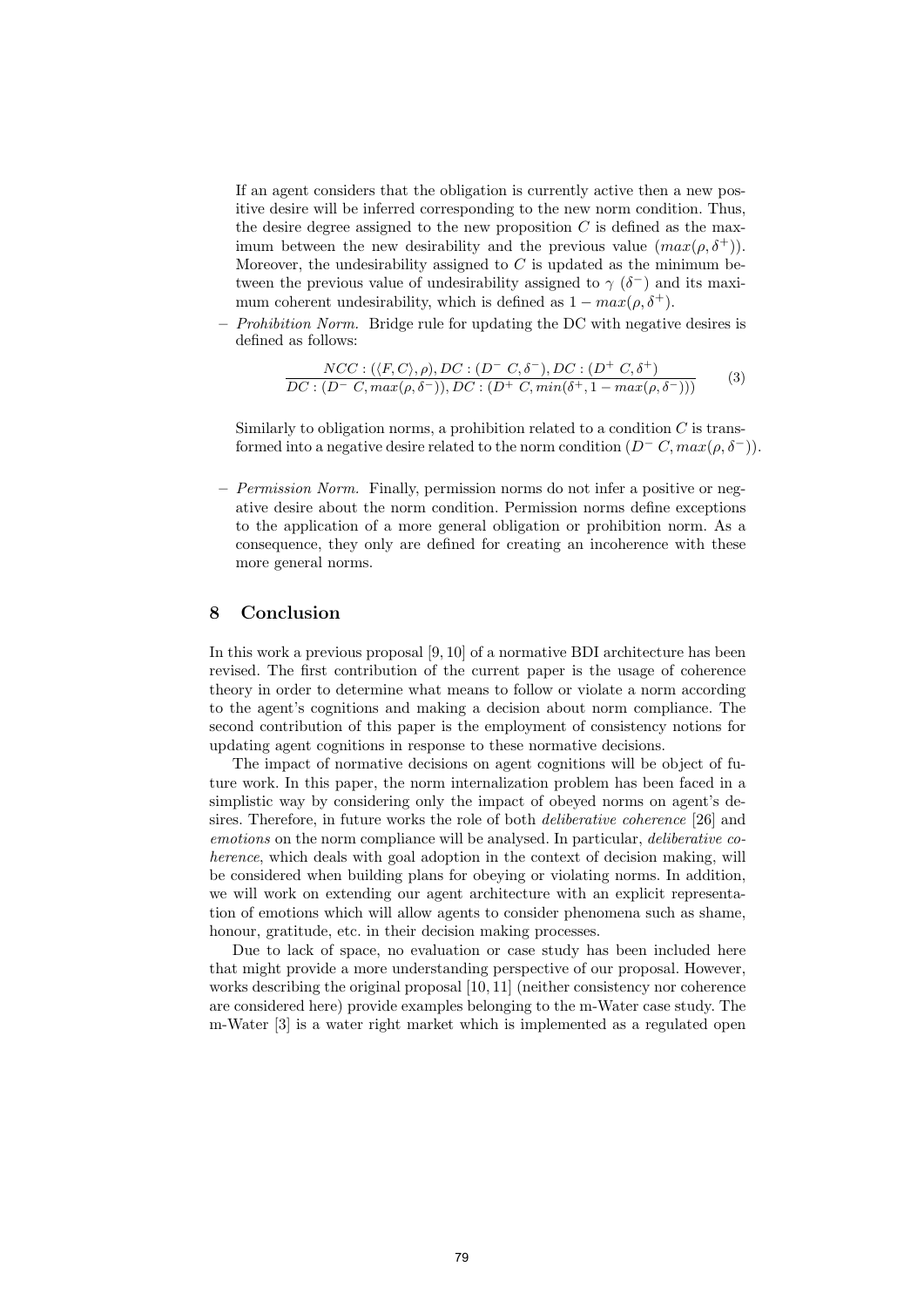If an agent considers that the obligation is currently active then a new positive desire will be inferred corresponding to the new norm condition. Thus, the desire degree assigned to the new proposition $C$ is defined as the maximum between the new desirability and the previous value ($max(\rho, \delta^+)$). Moreover, the undesirability assigned to $C$ is updated as the minimum between the previous value of undesirability assigned to $\gamma$ ($\delta^-$) and its maximum coherent undesirability, which is defined as $1 - max(\rho, \delta^+)$.

– *Prohibition Norm.* Bridge rule for updating the DC with negative desires is defined as follows:

$$\frac{NCC : (\langle F, C\rangle, \rho), DC : (D^-\ C, \delta^-), DC : (D^+\ C, \delta^+)}{DC : (D^-\ C, max(\rho, \delta^-)), DC : (D^+\ C, min(\delta^+, 1 - max(\rho, \delta^-)))} \quad (3)$$

Similarly to obligation norms, a prohibition related to a condition $C$ is transformed into a negative desire related to the norm condition ($D^-\ C, max(\rho, \delta^-)$).

– *Permission Norm.* Finally, permission norms do not infer a positive or negative desire about the norm condition. Permission norms define exceptions to the application of a more general obligation or prohibition norm. As a consequence, they only are defined for creating an incoherence with these more general norms.

## 8 Conclusion

In this work a previous proposal [9, 10] of a normative BDI architecture has been revised. The first contribution of the current paper is the usage of coherence theory in order to determine what means to follow or violate a norm according to the agent's cognitions and making a decision about norm compliance. The second contribution of this paper is the employment of consistency notions for updating agent cognitions in response to these normative decisions.

The impact of normative decisions on agent cognitions will be object of future work. In this paper, the norm internalization problem has been faced in a simplistic way by considering only the impact of obeyed norms on agent's desires. Therefore, in future works the role of both *deliberative coherence* [26] and *emotions* on the norm compliance will be analysed. In particular, *deliberative coherence*, which deals with goal adoption in the context of decision making, will be considered when building plans for obeying or violating norms. In addition, we will work on extending our agent architecture with an explicit representation of emotions which will allow agents to consider phenomena such as shame, honour, gratitude, etc. in their decision making processes.

Due to lack of space, no evaluation or case study has been included here that might provide a more understanding perspective of our proposal. However, works describing the original proposal [10, 11] (neither consistency nor coherence are considered here) provide examples belonging to the m-Water case study. The m-Water [3] is a water right market which is implemented as a regulated open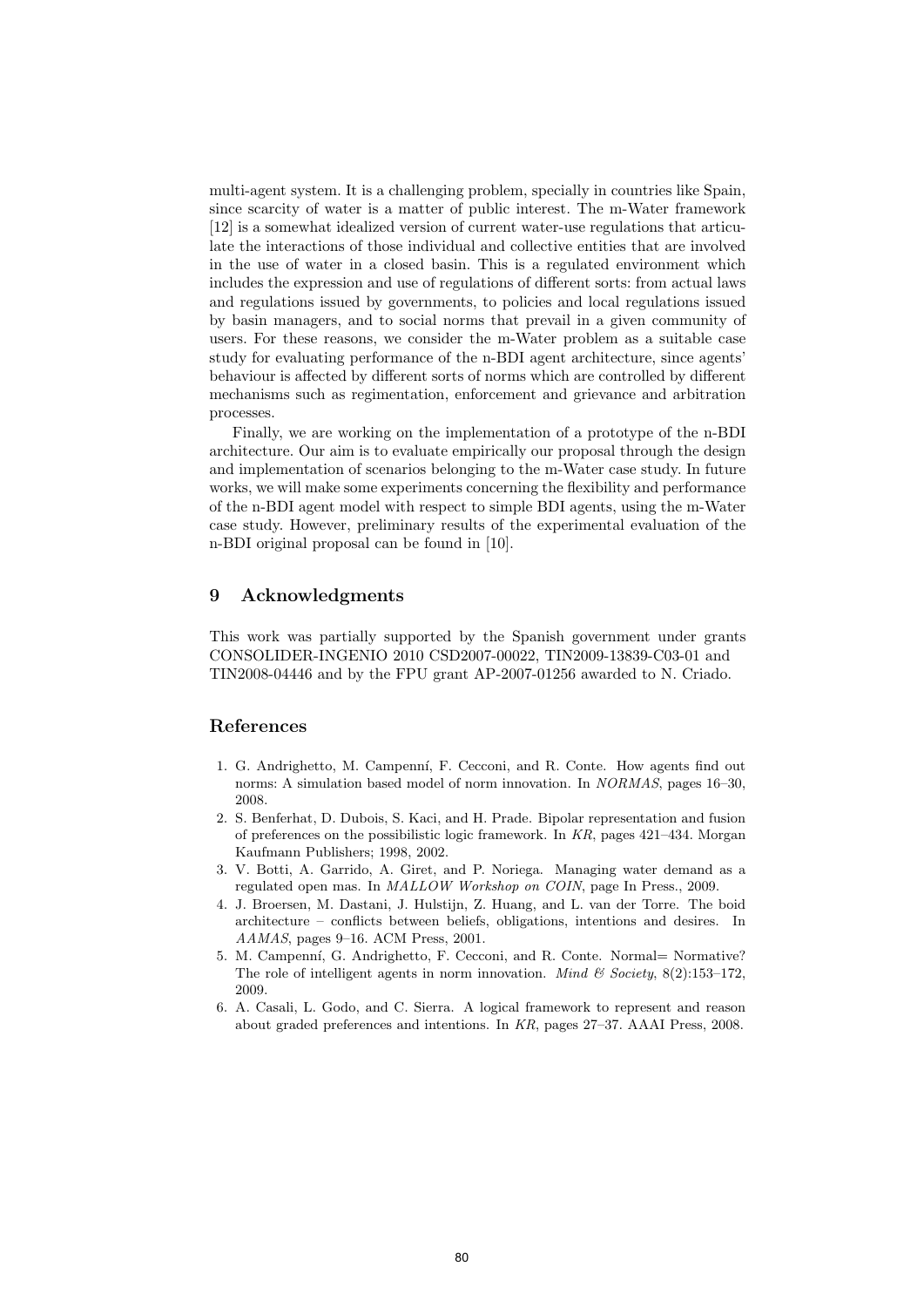multi-agent system. It is a challenging problem, specially in countries like Spain, since scarcity of water is a matter of public interest. The m-Water framework [12] is a somewhat idealized version of current water-use regulations that articulate the interactions of those individual and collective entities that are involved in the use of water in a closed basin. This is a regulated environment which includes the expression and use of regulations of different sorts: from actual laws and regulations issued by governments, to policies and local regulations issued by basin managers, and to social norms that prevail in a given community of users. For these reasons, we consider the m-Water problem as a suitable case study for evaluating performance of the n-BDI agent architecture, since agents' behaviour is affected by different sorts of norms which are controlled by different mechanisms such as regimentation, enforcement and grievance and arbitration processes.

Finally, we are working on the implementation of a prototype of the n-BDI architecture. Our aim is to evaluate empirically our proposal through the design and implementation of scenarios belonging to the m-Water case study. In future works, we will make some experiments concerning the flexibility and performance of the n-BDI agent model with respect to simple BDI agents, using the m-Water case study. However, preliminary results of the experimental evaluation of the n-BDI original proposal can be found in [10].

## 9 Acknowledgments

This work was partially supported by the Spanish government under grants CONSOLIDER-INGENIO 2010 CSD2007-00022, TIN2009-13839-C03-01 and TIN2008-04446 and by the FPU grant AP-2007-01256 awarded to N. Criado.

## References

1. G. Andrighetto, M. Campenní, F. Cecconi, and R. Conte. How agents find out norms: A simulation based model of norm innovation. In *NORMAS*, pages 16–30, 2008.
2. S. Benferhat, D. Dubois, S. Kaci, and H. Prade. Bipolar representation and fusion of preferences on the possibilistic logic framework. In *KR*, pages 421–434. Morgan Kaufmann Publishers; 1998, 2002.
3. V. Botti, A. Garrido, A. Giret, and P. Noriega. Managing water demand as a regulated open mas. In *MALLOW Workshop on COIN*, page In Press., 2009.
4. J. Broersen, M. Dastani, J. Hulstijn, Z. Huang, and L. van der Torre. The boid architecture – conflicts between beliefs, obligations, intentions and desires. In *AAMAS*, pages 9–16. ACM Press, 2001.
5. M. Campenní, G. Andrighetto, F. Cecconi, and R. Conte. Normal= Normative? The role of intelligent agents in norm innovation. *Mind & Society*, 8(2):153–172, 2009.
6. A. Casali, L. Godo, and C. Sierra. A logical framework to represent and reason about graded preferences and intentions. In *KR*, pages 27–37. AAAI Press, 2008.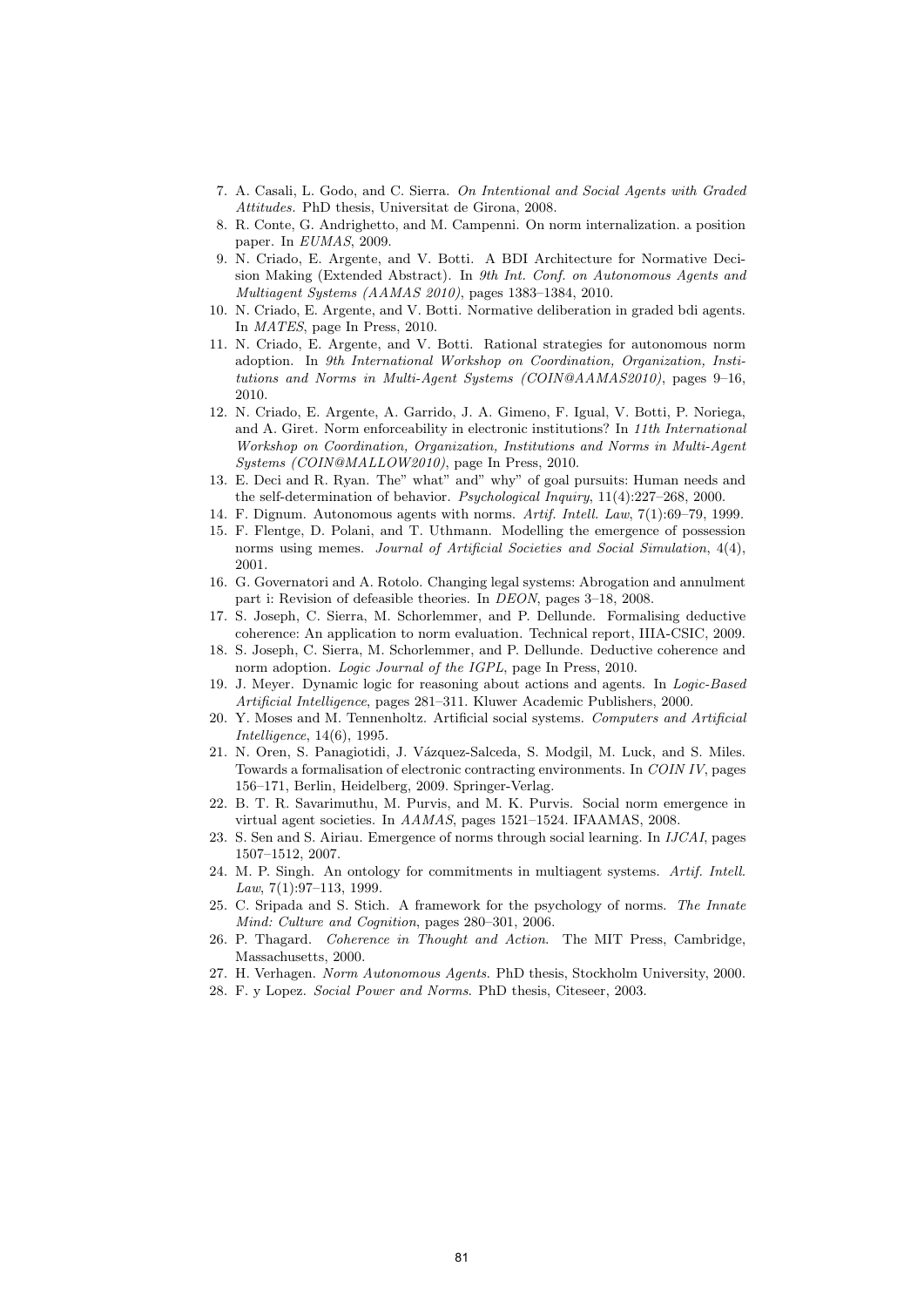7. A. Casali, L. Godo, and C. Sierra. *On Intentional and Social Agents with Graded Attitudes*. PhD thesis, Universitat de Girona, 2008.
8. R. Conte, G. Andrighetto, and M. Campenni. On norm internalization. a position paper. In *EUMAS*, 2009.
9. N. Criado, E. Argente, and V. Botti. A BDI Architecture for Normative Decision Making (Extended Abstract). In *9th Int. Conf. on Autonomous Agents and Multiagent Systems (AAMAS 2010)*, pages 1383–1384, 2010.
10. N. Criado, E. Argente, and V. Botti. Normative deliberation in graded bdi agents. In *MATES*, page In Press, 2010.
11. N. Criado, E. Argente, and V. Botti. Rational strategies for autonomous norm adoption. In *9th International Workshop on Coordination, Organization, Institutions and Norms in Multi-Agent Systems (COIN@AAMAS2010)*, pages 9–16, 2010.
12. N. Criado, E. Argente, A. Garrido, J. A. Gimeno, F. Igual, V. Botti, P. Noriega, and A. Giret. Norm enforceability in electronic institutions? In *11th International Workshop on Coordination, Organization, Institutions and Norms in Multi-Agent Systems (COIN@MALLOW2010)*, page In Press, 2010.
13. E. Deci and R. Ryan. The" what" and" why" of goal pursuits: Human needs and the self-determination of behavior. *Psychological Inquiry*, 11(4):227–268, 2000.
14. F. Dignum. Autonomous agents with norms. *Artif. Intell. Law*, 7(1):69–79, 1999.
15. F. Flentge, D. Polani, and T. Uthmann. Modelling the emergence of possession norms using memes. *Journal of Artificial Societies and Social Simulation*, 4(4), 2001.
16. G. Governatori and A. Rotolo. Changing legal systems: Abrogation and annulment part i: Revision of defeasible theories. In *DEON*, pages 3–18, 2008.
17. S. Joseph, C. Sierra, M. Schorlemmer, and P. Dellunde. Formalising deductive coherence: An application to norm evaluation. Technical report, IIIA-CSIC, 2009.
18. S. Joseph, C. Sierra, M. Schorlemmer, and P. Dellunde. Deductive coherence and norm adoption. *Logic Journal of the IGPL*, page In Press, 2010.
19. J. Meyer. Dynamic logic for reasoning about actions and agents. In *Logic-Based Artificial Intelligence*, pages 281–311. Kluwer Academic Publishers, 2000.
20. Y. Moses and M. Tennenholtz. Artificial social systems. *Computers and Artificial Intelligence*, 14(6), 1995.
21. N. Oren, S. Panagiotidi, J. Vázquez-Salceda, S. Modgil, M. Luck, and S. Miles. Towards a formalisation of electronic contracting environments. In *COIN IV*, pages 156–171, Berlin, Heidelberg, 2009. Springer-Verlag.
22. B. T. R. Savarimuthu, M. Purvis, and M. K. Purvis. Social norm emergence in virtual agent societies. In *AAMAS*, pages 1521–1524. IFAAMAS, 2008.
23. S. Sen and S. Airiau. Emergence of norms through social learning. In *IJCAI*, pages 1507–1512, 2007.
24. M. P. Singh. An ontology for commitments in multiagent systems. *Artif. Intell. Law*, 7(1):97–113, 1999.
25. C. Sripada and S. Stich. A framework for the psychology of norms. *The Innate Mind: Culture and Cognition*, pages 280–301, 2006.
26. P. Thagard. *Coherence in Thought and Action*. The MIT Press, Cambridge, Massachusetts, 2000.
27. H. Verhagen. *Norm Autonomous Agents*. PhD thesis, Stockholm University, 2000.
28. F. y Lopez. *Social Power and Norms*. PhD thesis, Citeseer, 2003.